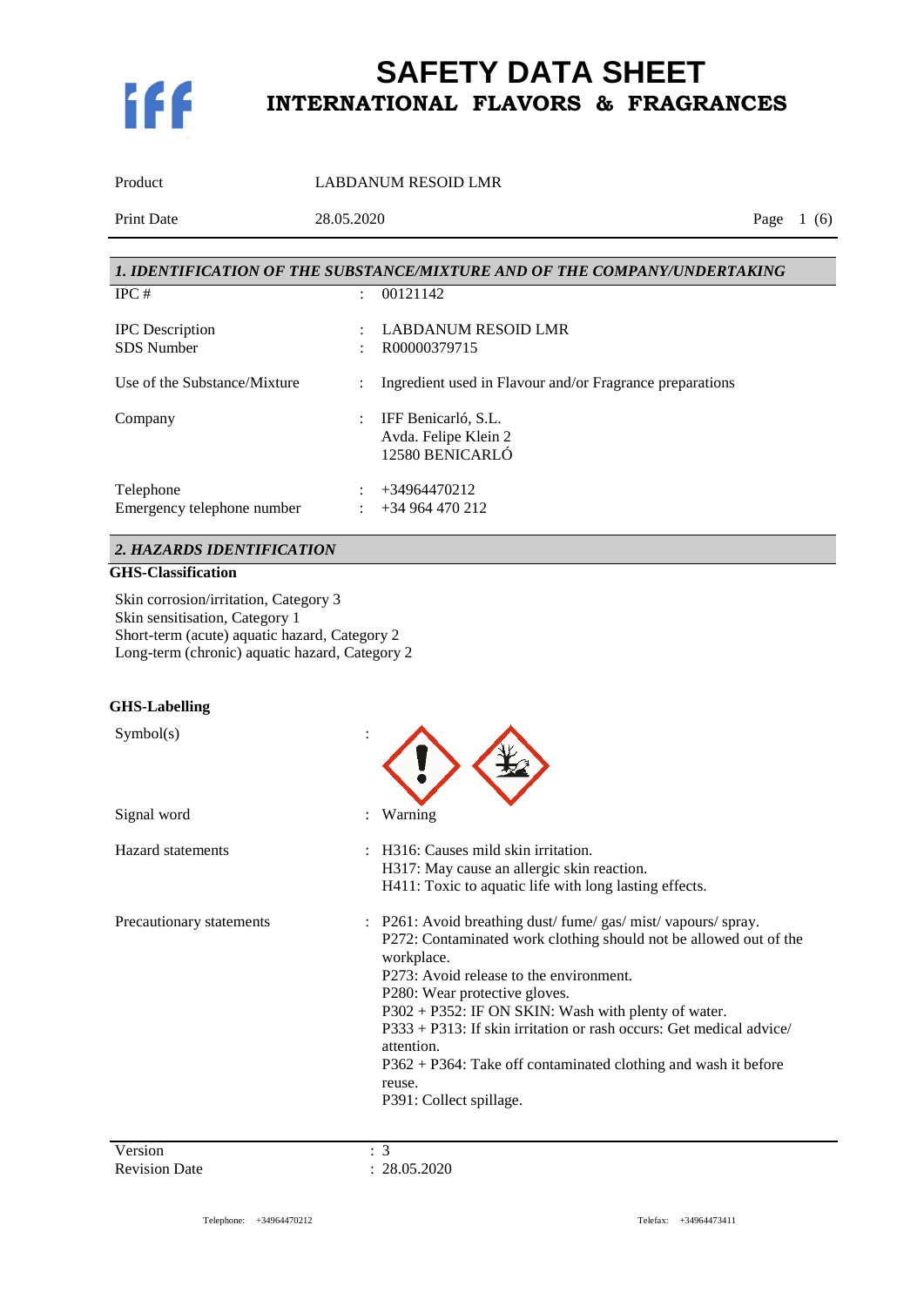# SAFETY DATA SHEET
## INTERNATIONAL FLAVORS & FRAGRANCES

| | |
|---|---|
| Product | LABDANUM RESOID LMR |
| Print Date | 28.05.2020 |

## 1. IDENTIFICATION OF THE SUBSTANCE/MIXTURE AND OF THE COMPANY/UNDERTAKING

| | | |
|---|---|---|
| IPC # | : | 00121142 |
| IPC Description | : | LABDANUM RESOID LMR |
| SDS Number | : | R00000379715 |
| Use of the Substance/Mixture | : | Ingredient used in Flavour and/or Fragrance preparations |
| Company | : | IFF Benicarló, S.L.<br>Avda. Felipe Klein 2<br>12580 BENICARLÓ |
| Telephone | : | +34964470212 |
| Emergency telephone number | : | +34 964 470 212 |

## 2. HAZARDS IDENTIFICATION

**GHS-Classification**

Skin corrosion/irritation, Category 3
Skin sensitisation, Category 1
Short-term (acute) aquatic hazard, Category 2
Long-term (chronic) aquatic hazard, Category 2

**GHS-Labelling**

Symbol(s) :

Signal word : Warning

Hazard statements :
H316: Causes mild skin irritation.
H317: May cause an allergic skin reaction.
H411: Toxic to aquatic life with long lasting effects.

Precautionary statements :
P261: Avoid breathing dust/ fume/ gas/ mist/ vapours/ spray.
P272: Contaminated work clothing should not be allowed out of the workplace.
P273: Avoid release to the environment.
P280: Wear protective gloves.
P302 + P352: IF ON SKIN: Wash with plenty of water.
P333 + P313: If skin irritation or rash occurs: Get medical advice/ attention.
P362 + P364: Take off contaminated clothing and wash it before reuse.
P391: Collect spillage.

| | |
|---|---|
| Version | : 3 |
| Revision Date | : 28.05.2020 |

Telephone: +34964470212 Telefax: +34964473411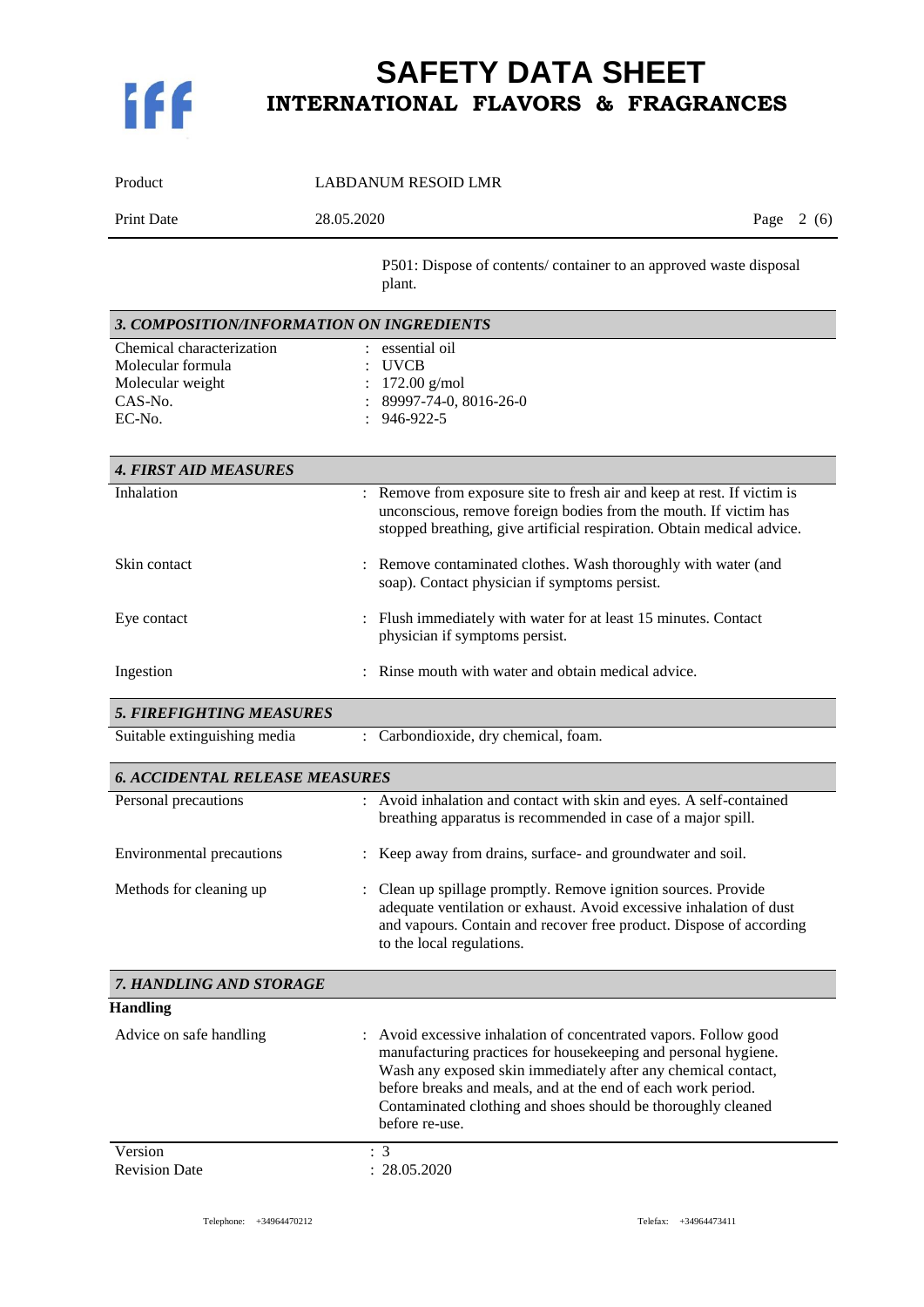P501: Dispose of contents/ container to an approved waste disposal plant.

## 3. COMPOSITION/INFORMATION ON INGREDIENTS

| | |
|---|---|
| Chemical characterization | : essential oil |
| Molecular formula | : UVCB |
| Molecular weight | : 172.00 g/mol |
| CAS-No. | : 89997-74-0, 8016-26-0 |
| EC-No. | : 946-922-5 |

## 4. FIRST AID MEASURES

| | |
|---|---|
| Inhalation | : Remove from exposure site to fresh air and keep at rest. If victim is unconscious, remove foreign bodies from the mouth. If victim has stopped breathing, give artificial respiration. Obtain medical advice. |
| Skin contact | : Remove contaminated clothes. Wash thoroughly with water (and soap). Contact physician if symptoms persist. |
| Eye contact | : Flush immediately with water for at least 15 minutes. Contact physician if symptoms persist. |
| Ingestion | : Rinse mouth with water and obtain medical advice. |

## 5. FIREFIGHTING MEASURES

| | |
|---|---|
| Suitable extinguishing media | : Carbondioxide, dry chemical, foam. |

## 6. ACCIDENTAL RELEASE MEASURES

| | |
|---|---|
| Personal precautions | : Avoid inhalation and contact with skin and eyes. A self-contained breathing apparatus is recommended in case of a major spill. |
| Environmental precautions | : Keep away from drains, surface- and groundwater and soil. |
| Methods for cleaning up | : Clean up spillage promptly. Remove ignition sources. Provide adequate ventilation or exhaust. Avoid excessive inhalation of dust and vapours. Contain and recover free product. Dispose of according to the local regulations. |

## 7. HANDLING AND STORAGE

**Handling**

| | |
|---|---|
| Advice on safe handling | : Avoid excessive inhalation of concentrated vapors. Follow good manufacturing practices for housekeeping and personal hygiene. Wash any exposed skin immediately after any chemical contact, before breaks and meals, and at the end of each work period. Contaminated clothing and shoes should be thoroughly cleaned before re-use. |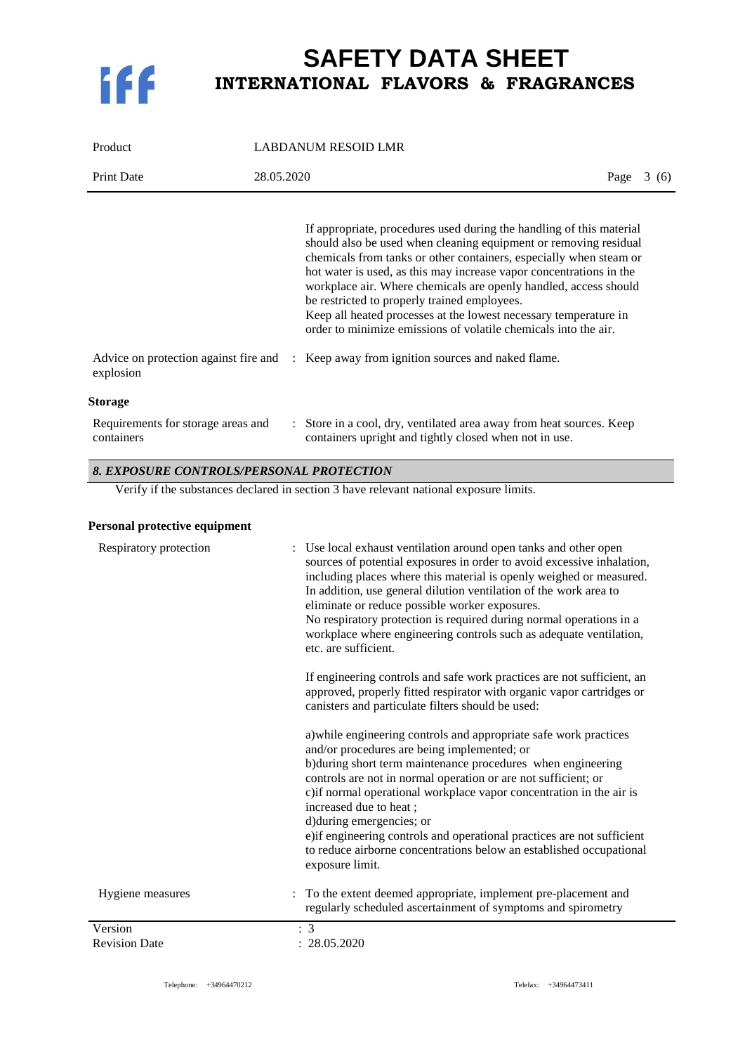If appropriate, procedures used during the handling of this material should also be used when cleaning equipment or removing residual chemicals from tanks or other containers, especially when steam or hot water is used, as this may increase vapor concentrations in the workplace air. Where chemicals are openly handled, access should be restricted to properly trained employees.
Keep all heated processes at the lowest necessary temperature in order to minimize emissions of volatile chemicals into the air.

Advice on protection against fire and explosion : Keep away from ignition sources and naked flame.

**Storage**

Requirements for storage areas and containers : Store in a cool, dry, ventilated area away from heat sources. Keep containers upright and tightly closed when not in use.

## *8. EXPOSURE CONTROLS/PERSONAL PROTECTION*

Verify if the substances declared in section 3 have relevant national exposure limits.

**Personal protective equipment**

Respiratory protection : Use local exhaust ventilation around open tanks and other open sources of potential exposures in order to avoid excessive inhalation, including places where this material is openly weighed or measured. In addition, use general dilution ventilation of the work area to eliminate or reduce possible worker exposures.
No respiratory protection is required during normal operations in a workplace where engineering controls such as adequate ventilation, etc. are sufficient.

If engineering controls and safe work practices are not sufficient, an approved, properly fitted respirator with organic vapor cartridges or canisters and particulate filters should be used:

a)while engineering controls and appropriate safe work practices and/or procedures are being implemented; or
b)during short term maintenance procedures when engineering controls are not in normal operation or are not sufficient; or
c)if normal operational workplace vapor concentration in the air is increased due to heat ;
d)during emergencies; or
e)if engineering controls and operational practices are not sufficient to reduce airborne concentrations below an established occupational exposure limit.

Hygiene measures : To the extent deemed appropriate, implement pre-placement and regularly scheduled ascertainment of symptoms and spirometry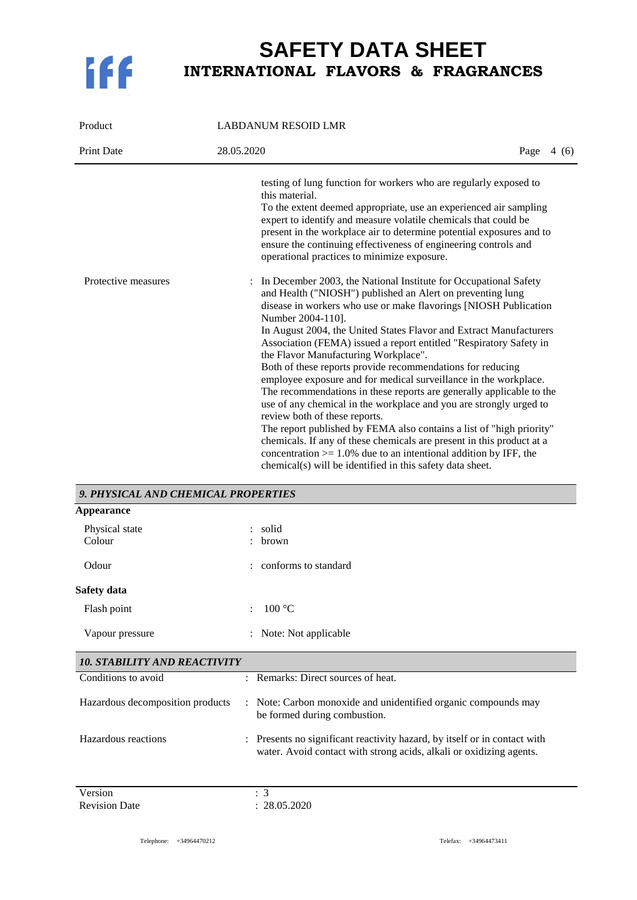testing of lung function for workers who are regularly exposed to this material.
To the extent deemed appropriate, use an experienced air sampling expert to identify and measure volatile chemicals that could be present in the workplace air to determine potential exposures and to ensure the continuing effectiveness of engineering controls and operational practices to minimize exposure.

Protective measures : In December 2003, the National Institute for Occupational Safety and Health ("NIOSH") published an Alert on preventing lung disease in workers who use or make flavorings [NIOSH Publication Number 2004-110].
In August 2004, the United States Flavor and Extract Manufacturers Association (FEMA) issued a report entitled "Respiratory Safety in the Flavor Manufacturing Workplace".
Both of these reports provide recommendations for reducing employee exposure and for medical surveillance in the workplace. The recommendations in these reports are generally applicable to the use of any chemical in the workplace and you are strongly urged to review both of these reports.
The report published by FEMA also contains a list of "high priority" chemicals. If any of these chemicals are present in this product at a concentration >= 1.0% due to an intentional addition by IFF, the chemical(s) will be identified in this safety data sheet.

## *9. PHYSICAL AND CHEMICAL PROPERTIES*

**Appearance**

Physical state : solid
Colour : brown

Odour : conforms to standard

**Safety data**

Flash point : 100 °C

Vapour pressure : Note: Not applicable

## *10. STABILITY AND REACTIVITY*

Conditions to avoid : Remarks: Direct sources of heat.

Hazardous decomposition products : Note: Carbon monoxide and unidentified organic compounds may be formed during combustion.

Hazardous reactions : Presents no significant reactivity hazard, by itself or in contact with water. Avoid contact with strong acids, alkali or oxidizing agents.

Version : 3
Revision Date : 28.05.2020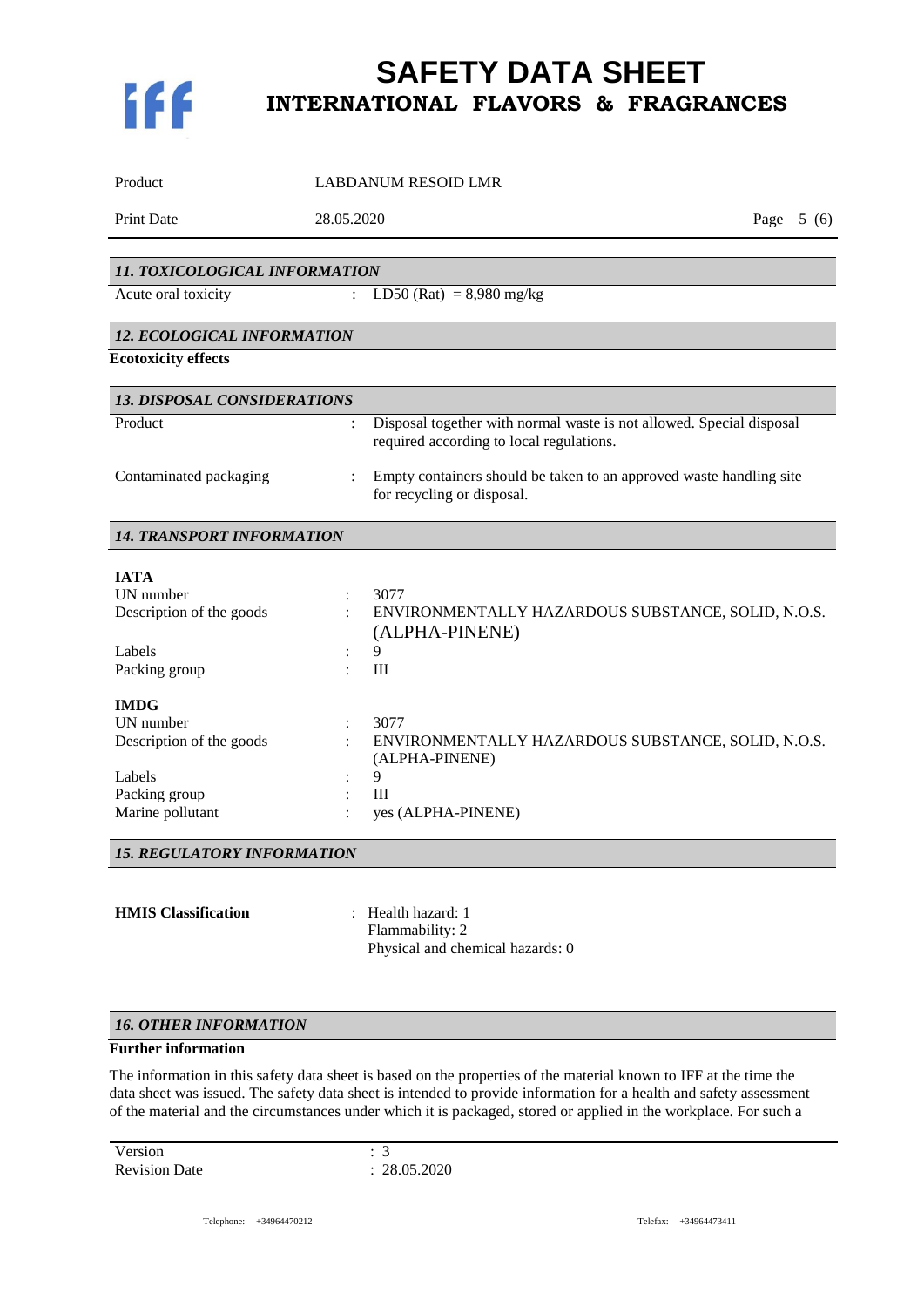| | | |
|---|---|---|
| Product | | LABDANUM RESOID LMR |
| Print Date | | 28.05.2020 |

## 11. TOXICOLOGICAL INFORMATION

| | | |
|---|---|---|
| Acute oral toxicity | : | LD50 (Rat) = 8,980 mg/kg |

## 12. ECOLOGICAL INFORMATION

**Ecotoxicity effects**

## 13. DISPOSAL CONSIDERATIONS

| | | |
|---|---|---|
| Product | : | Disposal together with normal waste is not allowed. Special disposal required according to local regulations. |
| Contaminated packaging | : | Empty containers should be taken to an approved waste handling site for recycling or disposal. |

## 14. TRANSPORT INFORMATION

**IATA**

| | | |
|---|---|---|
| UN number | : | 3077 |
| Description of the goods | : | ENVIRONMENTALLY HAZARDOUS SUBSTANCE, SOLID, N.O.S. (ALPHA-PINENE) |
| Labels | : | 9 |
| Packing group | : | III |

**IMDG**

| | | |
|---|---|---|
| UN number | : | 3077 |
| Description of the goods | : | ENVIRONMENTALLY HAZARDOUS SUBSTANCE, SOLID, N.O.S. (ALPHA-PINENE) |
| Labels | : | 9 |
| Packing group | : | III |
| Marine pollutant | : | yes (ALPHA-PINENE) |

## 15. REGULATORY INFORMATION

**HMIS Classification** : Health hazard: 1
Flammability: 2
Physical and chemical hazards: 0

## 16. OTHER INFORMATION

**Further information**

The information in this safety data sheet is based on the properties of the material known to IFF at the time the data sheet was issued. The safety data sheet is intended to provide information for a health and safety assessment of the material and the circumstances under which it is packaged, stored or applied in the workplace. For such a

| | |
|---|---|
| Version | : 3 |
| Revision Date | : 28.05.2020 |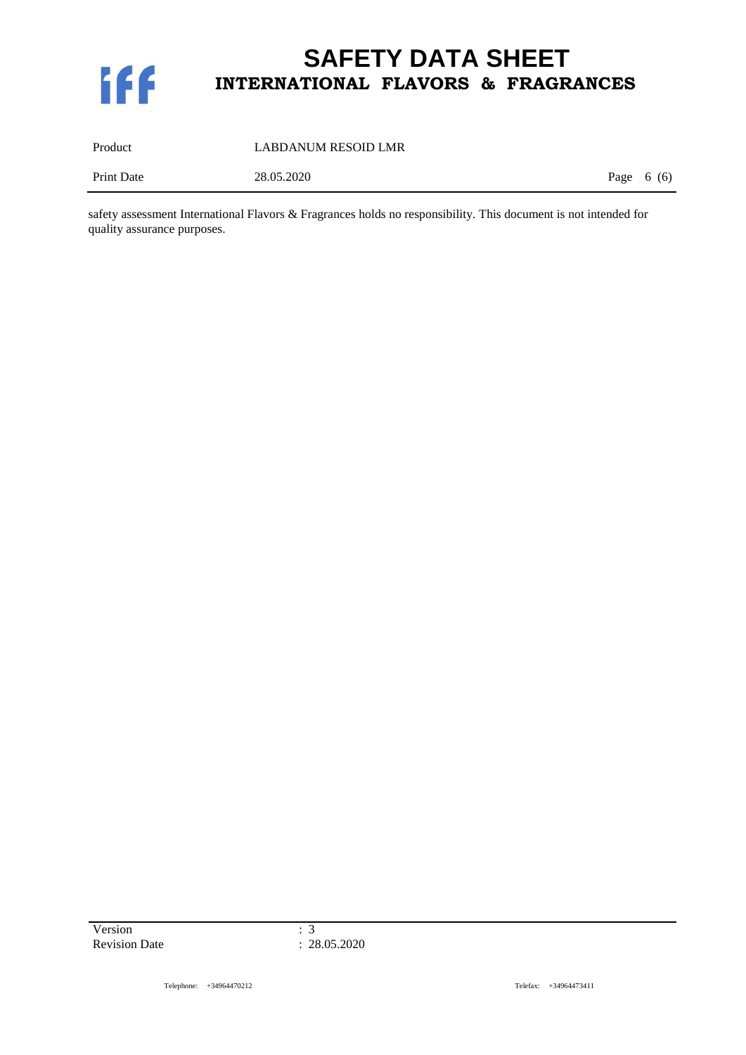safety assessment International Flavors & Fragrances holds no responsibility. This document is not intended for quality assurance purposes.